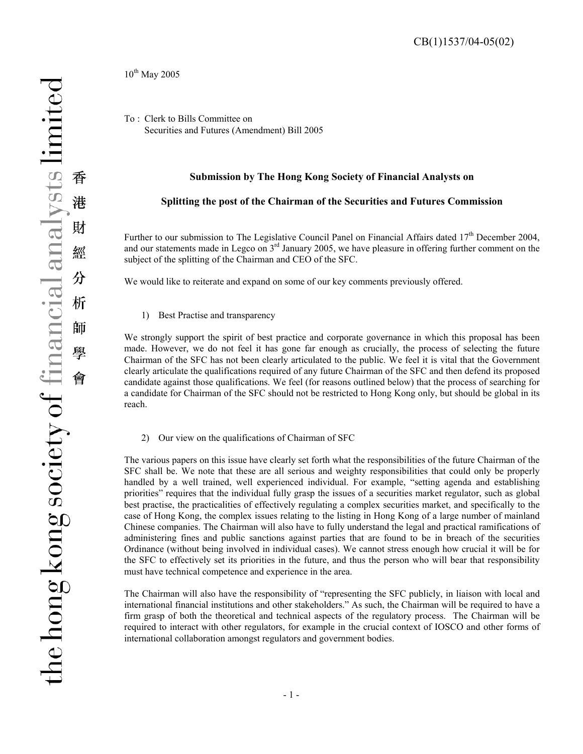CB(1)1537/04-05(02)

10th May 2005

To : Clerk to Bills Committee on
Securities and Futures (Amendment) Bill 2005

**Submission by The Hong Kong Society of Financial Analysts on**

**Splitting the post of the Chairman of the Securities and Futures Commission**

Further to our submission to The Legislative Council Panel on Financial Affairs dated 17th December 2004, and our statements made in Legco on 3rd January 2005, we have pleasure in offering further comment on the subject of the splitting of the Chairman and CEO of the SFC.

We would like to reiterate and expand on some of our key comments previously offered.

1) Best Practise and transparency

We strongly support the spirit of best practice and corporate governance in which this proposal has been made. However, we do not feel it has gone far enough as crucially, the process of selecting the future Chairman of the SFC has not been clearly articulated to the public. We feel it is vital that the Government clearly articulate the qualifications required of any future Chairman of the SFC and then defend its proposed candidate against those qualifications. We feel (for reasons outlined below) that the process of searching for a candidate for Chairman of the SFC should not be restricted to Hong Kong only, but should be global in its reach.

2) Our view on the qualifications of Chairman of SFC

The various papers on this issue have clearly set forth what the responsibilities of the future Chairman of the SFC shall be. We note that these are all serious and weighty responsibilities that could only be properly handled by a well trained, well experienced individual. For example, "setting agenda and establishing priorities" requires that the individual fully grasp the issues of a securities market regulator, such as global best practise, the practicalities of effectively regulating a complex securities market, and specifically to the case of Hong Kong, the complex issues relating to the listing in Hong Kong of a large number of mainland Chinese companies. The Chairman will also have to fully understand the legal and practical ramifications of administering fines and public sanctions against parties that are found to be in breach of the securities Ordinance (without being involved in individual cases). We cannot stress enough how crucial it will be for the SFC to effectively set its priorities in the future, and thus the person who will bear that responsibility must have technical competence and experience in the area.

The Chairman will also have the responsibility of "representing the SFC publicly, in liaison with local and international financial institutions and other stakeholders." As such, the Chairman will be required to have a firm grasp of both the theoretical and technical aspects of the regulatory process. The Chairman will be required to interact with other regulators, for example in the crucial context of IOSCO and other forms of international collaboration amongst regulators and government bodies.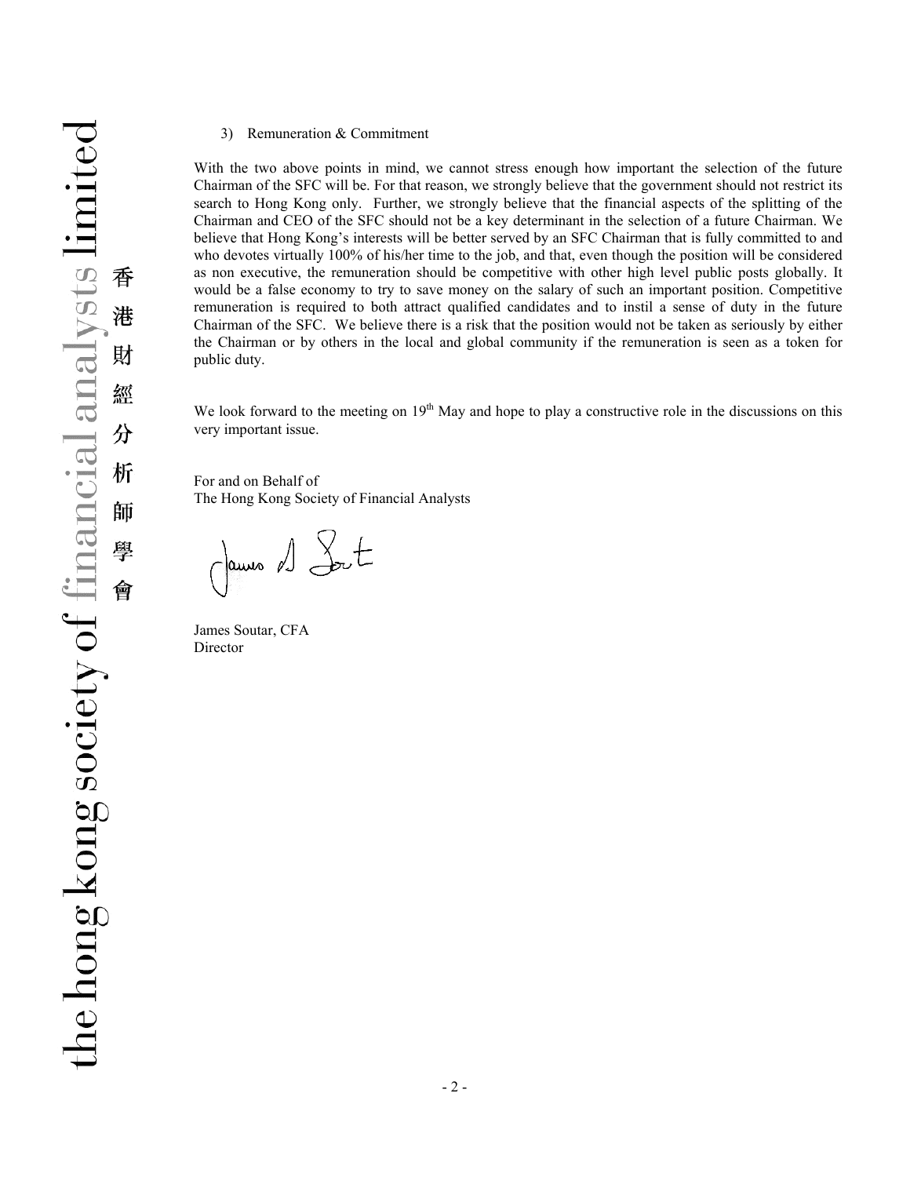3) Remuneration & Commitment

With the two above points in mind, we cannot stress enough how important the selection of the future Chairman of the SFC will be. For that reason, we strongly believe that the government should not restrict its search to Hong Kong only. Further, we strongly believe that the financial aspects of the splitting of the Chairman and CEO of the SFC should not be a key determinant in the selection of a future Chairman. We believe that Hong Kong's interests will be better served by an SFC Chairman that is fully committed to and who devotes virtually 100% of his/her time to the job, and that, even though the position will be considered as non executive, the remuneration should be competitive with other high level public posts globally. It would be a false economy to try to save money on the salary of such an important position. Competitive remuneration is required to both attract qualified candidates and to instil a sense of duty in the future Chairman of the SFC. We believe there is a risk that the position would not be taken as seriously by either the Chairman or by others in the local and global community if the remuneration is seen as a token for public duty.

We look forward to the meeting on 19th May and hope to play a constructive role in the discussions on this very important issue.

For and on Behalf of
The Hong Kong Society of Financial Analysts

James Soutar, CFA
Director